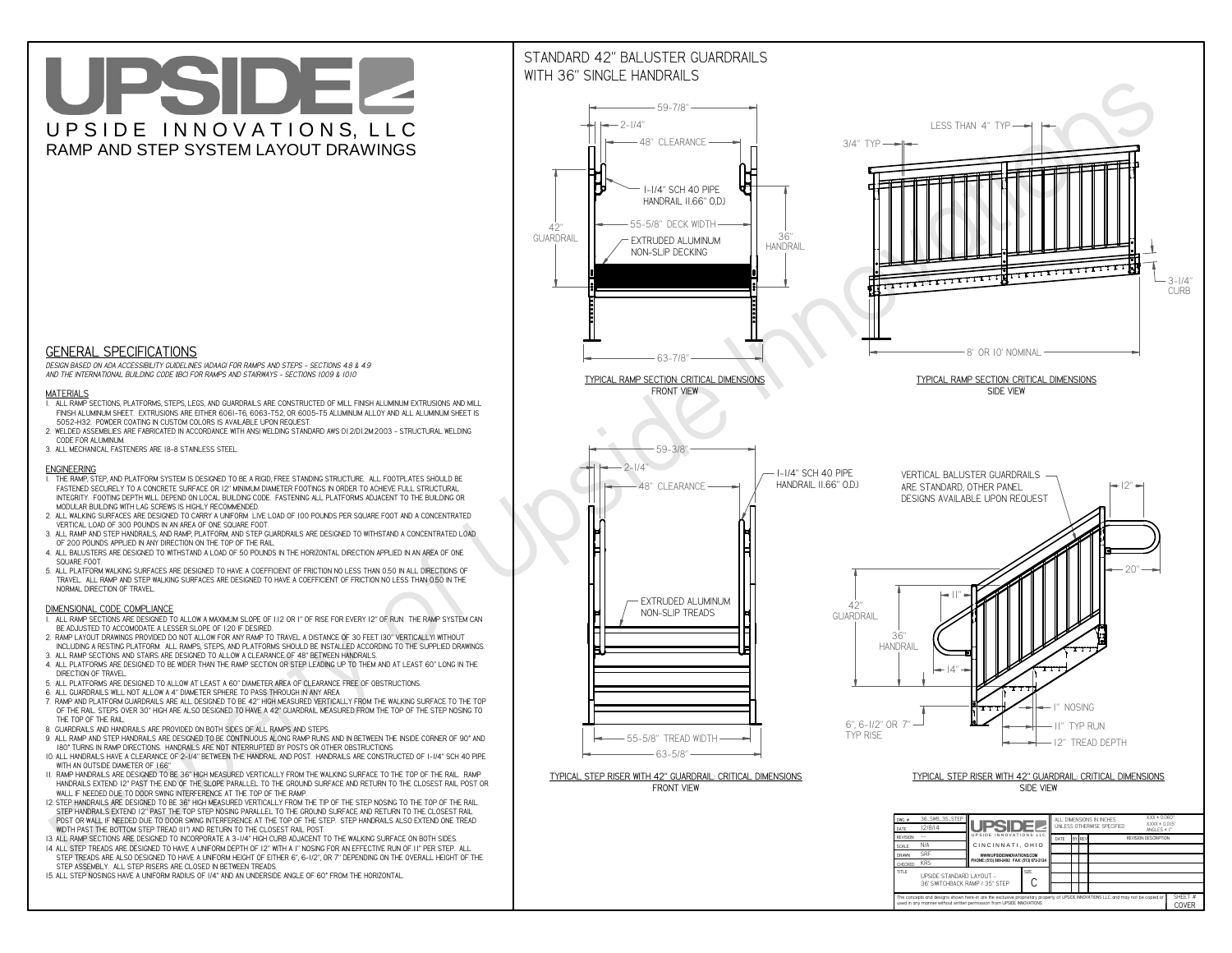# UPSIDE

UPSIDE INNOVATIONS, LLC

RAMP AND STEP SYSTEM LAYOUT DRAWINGS

## GENERAL SPECIFICATIONS

*DESIGN BASED ON ADA ACCESSIBILITY GUIDELINES (ADAAG) FOR RAMPS AND STEPS - SECTIONS 4.8 & 4.9 AND THE INTERNATIONAL BUILDING CODE (IBC) FOR RAMPS AND STAIRWAYS - SECTIONS 1009 & 1010*

### MATERIALS

1. ALL RAMP SECTIONS, PLATFORMS, STEPS, LEGS, AND GUARDRAILS ARE CONSTRUCTED OF MILL FINISH ALUMINUM EXTRUSIONS AND MILL FINISH ALUMINUM SHEET. EXTRUSIONS ARE EITHER 6061-T6, 6063-T52, OR 6005-T5 ALUMINUM ALLOY AND ALL ALUMINUM SHEET IS 5052-H32. POWDER COATING IN CUSTOM COLORS IS AVAILABLE UPON REQUEST.
2. WELDED ASSEMBLIES ARE FABRICATED IN ACCORDANCE WITH ANSI WELDING STANDARD AWS D1.2/D1.2M:2003 - STRUCTURAL WELDING CODE FOR ALUMINUM.
3. ALL MECHANICAL FASTENERS ARE 18-8 STAINLESS STEEL.

### ENGINEERING

1. THE RAMP, STEP, AND PLATFORM SYSTEM IS DESIGNED TO BE A RIGID, FREE STANDING STRUCTURE. ALL FOOTPLATES SHOULD BE FASTENED SECURELY TO A CONCRETE SURFACE OR 12" MINIMUM DIAMETER FOOTINGS IN ORDER TO ACHIEVE FULL STRUCTURAL INTEGRITY. FOOTING DEPTH WILL DEPEND ON LOCAL BUILDING CODE. FASTENING ALL PLATFORMS ADJACENT TO THE BUILDING OR MODULAR BUILDING WITH LAG SCREWS IS HIGHLY RECOMMENDED.
2. ALL WALKING SURFACES ARE DESIGNED TO CARRY A UNIFORM LIVE LOAD OF 100 POUNDS PER SQUARE FOOT AND A CONCENTRATED VERTICAL LOAD OF 300 POUNDS IN AN AREA OF ONE SQUARE FOOT.
3. ALL RAMP AND STEP HANDRAILS, AND RAMP, PLATFORM, AND STEP GUARDRAILS ARE DESIGNED TO WITHSTAND A CONCENTRATED LOAD OF 200 POUNDS APPLIED IN ANY DIRECTION ON THE TOP OF THE RAIL.
4. ALL BALUSTERS ARE DESIGNED TO WITHSTAND A LOAD OF 50 POUNDS IN THE HORIZONTAL DIRECTION APPLIED IN AN AREA OF ONE SQUARE FOOT.
5. ALL PLATFORM WALKING SURFACES ARE DESIGNED TO HAVE A COEFFICIENT OF FRICTION NO LESS THAN 0.50 IN ALL DIRECTIONS OF TRAVEL. ALL RAMP AND STEP WALKING SURFACES ARE DESIGNED TO HAVE A COEFFICIENT OF FRICTION NO LESS THAN 0.50 IN THE NORMAL DIRECTION OF TRAVEL.

### DIMENSIONAL CODE COMPLIANCE

1. ALL RAMP SECTIONS ARE DESIGNED TO ALLOW A MAXIMUM SLOPE OF 1:12 OR 1" OF RISE FOR EVERY 12" OF RUN. THE RAMP SYSTEM CAN BE ADJUSTED TO ACCOMODATE A LESSER SLOPE OF 1:20 IF DESIRED.
2. RAMP LAYOUT DRAWINGS PROVIDED DO NOT ALLOW FOR ANY RAMP TO TRAVEL A DISTANCE OF 30 FEET (30" VERTICALLY) WITHOUT INCLUDING A RESTING PLATFORM. ALL RAMPS, STEPS, AND PLATFORMS SHOULD BE INSTALLED ACCORDING TO THE SUPPLIED DRAWINGS.
3. ALL RAMP SECTIONS AND STAIRS ARE DESIGNED TO ALLOW A CLEARANCE OF 48" BETWEEN HANDRAILS.
4. ALL PLATFORMS ARE DESIGNED TO BE WIDER THAN THE RAMP SECTION OR STEP LEADING UP TO THEM AND AT LEAST 60" LONG IN THE DIRECTION OF TRAVEL.
5. ALL PLATFORMS ARE DESIGNED TO ALLOW AT LEAST A 60" DIAMETER AREA OF CLEARANCE FREE OF OBSTRUCTIONS.
6. ALL GUARDRAILS WILL NOT ALLOW A 4" DIAMETER SPHERE TO PASS THROUGH IN ANY AREA.
7. RAMP AND PLATFORM GUARDRAILS ARE ALL DESIGNED TO BE 42" HIGH MEASURED VERTICALLY FROM THE WALKING SURFACE TO THE TOP OF THE RAIL. STEPS OVER 30" HIGH ARE ALSO DESIGNED TO HAVE A 42" GUARDRAIL MEASURED FROM THE TOP OF THE STEP NOSING TO THE TOP OF THE RAIL.
8. GUARDRAILS AND HANDRAILS ARE PROVIDED ON BOTH SIDES OF ALL RAMPS AND STEPS.
9. ALL RAMP AND STEP HANDRAILS ARE DESIGNED TO BE CONTINUOUS ALONG RAMP RUNS AND IN BETWEEN THE INSIDE CORNER OF 90° AND 180° TURNS IN RAMP DIRECTIONS. HANDRAILS ARE NOT INTERRUPTED BY POSTS OR OTHER OBSTRUCTIONS.
10. ALL HANDRAILS HAVE A CLEARANCE OF 2-1/4" BETWEEN THE HANDRAIL AND POST. HANDRAILS ARE CONSTRUCTED OF 1-1/4" SCH 40 PIPE WITH AN OUTSIDE DIAMETER OF 1.66"
11. RAMP HANDRAILS ARE DESIGNED TO BE 36" HIGH MEASURED VERTICALLY FROM THE WALKING SURFACE TO THE TOP OF THE RAIL. RAMP HANDRAILS EXTEND 12" PAST THE END OF THE SLOPE PARALLEL TO THE GROUND SURFACE AND RETURN TO THE CLOSEST RAIL POST OR WALL IF NEEDED DUE TO DOOR SWING INTERFERENCE AT THE TOP OF THE RAMP.
12. STEP HANDRAILS ARE DESIGNED TO BE 36" HIGH MEASURED VERTICALLY FROM THE TIP OF THE STEP NOSING TO THE TOP OF THE RAIL. STEP HANDRAILS EXTEND 12" PAST THE TOP STEP NOSING PARALLEL TO THE GROUND SURFACE AND RETURN TO THE CLOSEST RAIL POST OR WALL IF NEEDED DUE TO DOOR SWING INTERFERENCE AT THE TOP OF THE STEP. STEP HANDRAILS ALSO EXTEND ONE TREAD WIDTH PAST THE BOTTOM STEP TREAD (11") AND RETURN TO THE CLOSEST RAIL POST.
13. ALL RAMP SECTIONS ARE DESIGNED TO INCORPORATE A 3-1/4" HIGH CURB ADJACENT TO THE WALKING SURFACE ON BOTH SIDES.
14. ALL STEP TREADS ARE DESIGNED TO HAVE A UNIFORM DEPTH OF 12" WITH A 1" NOSING FOR AN EFFECTIVE RUN OF 11" PER STEP. ALL STEP TREADS ARE ALSO DESIGNED TO HAVE A UNIFORM HEIGHT OF EITHER 6", 6-1/2", OR 7" DEPENDING ON THE OVERALL HEIGHT OF THE STEP ASSEMBLY. ALL STEP RISERS ARE CLOSED IN BETWEEN TREADS.
15. ALL STEP NOSINGS HAVE A UNIFORM RADIUS OF 1/4" AND AN UNDERSIDE ANGLE OF 60° FROM THE HORIZONTAL.

## STANDARD 42" BALUSTER GUARDRAILS WITH 36" SINGLE HANDRAILS

59-7/8" | 2-1/4" | 48" CLEARANCE | 1-1/4" SCH 40 PIPE HANDRAIL (1.66" O.D.) | 55-5/8" DECK WIDTH | 42" GUARDRAIL | 36" HANDRAIL | EXTRUDED ALUMINUM NON-SLIP DECKING | 63-7/8"

TYPICAL RAMP SECTION: CRITICAL DIMENSIONS
FRONT VIEW

LESS THAN 4" TYP | 3/4" TYP | 3-1/4" CURB | 8' OR 10' NOMINAL

TYPICAL RAMP SECTION: CRITICAL DIMENSIONS
SIDE VIEW

59-3/8" | 2-1/4" | 48" CLEARANCE | 1-1/4" SCH 40 PIPE HANDRAIL (1.66" O.D.) | EXTRUDED ALUMINUM NON-SLIP TREADS | 55-5/8" TREAD WIDTH | 63-5/8"

TYPICAL STEP RISER WITH 42" GUARDRAIL: CRITICAL DIMENSIONS
FRONT VIEW

VERTICAL BALUSTER GUARDRAILS ARE STANDARD, OTHER PANEL DESIGNS AVAILABLE UPON REQUEST | 12" | 20" | 11" | 42" GUARDRAIL | 36" HANDRAIL | 14" | 1" NOSING | 11" TYP RUN | 12" TREAD DEPTH | 6", 6-1/2" OR 7" TYP RISE

TYPICAL STEP RISER WITH 42" GUARDRAIL: CRITICAL DIMENSIONS
SIDE VIEW

| | | | |
|---|---|---|---|
| DWG # | 36_SWB_35_STEP | UPSIDE INNOVATIONS LLC | ALL DIMENSIONS IN INCHES UNLESS OTHERWISE SPECIFIED XXX ± 0.060" XXXX ± 0.015" ANGLES ± 1° |
| DATE | 12/8/14 | CINCINNATI, OHIO | |
| REVISION | — | WWW.UPSIDEINNOVATIONS.COM PHONE: (513) 889-2492 FAX: (513) 672-2124 | DATE / BY / REV / REVISION DESCRIPTION |
| SCALE | N/A | | |
| DRAWN | SRF | | |
| CHECKED | KRS | | |
| TITLE | UPSIDE STANDARD LAYOUT - 36' SWITCHBACK RAMP / 35" STEP | SIZE C | |

The concepts and designs shown here-in are the exclusive proprietary property of UPSIDE INNOVATIONS LLC. and may not be copied or used in any manner without written permission from UPSIDE INNOVATIONS.

SHEET # COVER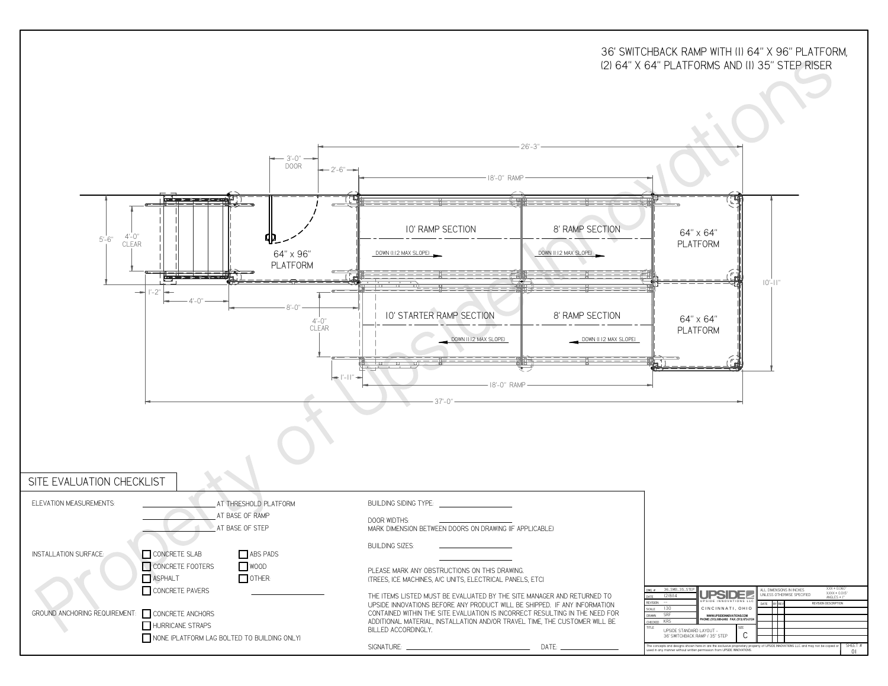# 36' SWITCHBACK RAMP WITH (1) 64" X 96" PLATFORM, (2) 64" X 64" PLATFORMS AND (1) 35" STEP RISER

26'-3"
3'-0"
DOOR
2'-6"
18'-0" RAMP
5'-6"
4'-0"
CLEAR
64" x 96"
PLATFORM
10' RAMP SECTION
DOWN (1:12 MAX SLOPE)
8' RAMP SECTION
DOWN (1:12 MAX SLOPE)
64" x 64"
PLATFORM
10'-11"
1'-2"
4'-0"
8'-0"
4'-0"
CLEAR
10' STARTER RAMP SECTION
DOWN (1:12 MAX SLOPE)
8' RAMP SECTION
DOWN (1:12 MAX SLOPE)
64" x 64"
PLATFORM
1'-11"
18'-0" RAMP
37'-0"

## SITE EVALUATION CHECKLIST

ELEVATION MEASUREMENTS:
- ____________ AT THRESHOLD PLATFORM
- ____________ AT BASE OF RAMP
- ____________ AT BASE OF STEP

INSTALLATION SURFACE:
- ☐ CONCRETE SLAB
- ☐ CONCRETE FOOTERS
- ☐ ASPHALT
- ☐ CONCRETE PAVERS
- ☐ ABS PADS
- ☐ WOOD
- ☐ OTHER ____________

GROUND ANCHORING REQUIREMENT:
- ☐ CONCRETE ANCHORS
- ☐ HURRICANE STRAPS
- ☐ NONE (PLATFORM LAG BOLTED TO BUILDING ONLY)

BUILDING SIDING TYPE: ____________

DOOR WIDTHS: ____________
MARK DIMENSION BETWEEN DOORS ON DRAWING (IF APPLICABLE)

BUILDING SIZES: ____________
____________

PLEASE MARK ANY OBSTRUCTIONS ON THIS DRAWING.
(TREES, ICE MACHINES, A/C UNITS, ELECTRICAL PANELS, ETC)

THE ITEMS LISTED MUST BE EVALUATED BY THE SITE MANAGER AND RETURNED TO UPSIDE INNOVATIONS BEFORE ANY PRODUCT WILL BE SHIPPED. IF ANY INFORMATION CONTAINED WITHIN THE SITE EVALUATION IS INCORRECT RESULTING IN THE NEED FOR ADDITIONAL MATERIAL, INSTALLATION AND/OR TRAVEL TIME, THE CUSTOMER WILL BE BILLED ACCORDINGLY.

SIGNATURE: ____________ DATE: ____________

| | |
|---|---|
| DWG # | 36_SWB_35_STEP |
| DATE | 12/8/14 |
| REVISION | --- |
| SCALE | 1:30 |
| DRAWN | SRF |
| CHECKED | KRS |
| TITLE | UPSIDE STANDARD LAYOUT - 36' SWITCHBACK RAMP / 35" STEP |
| SIZE | C |
| SHEET # | 01 |

UPSIDE INNOVATIONS LLC
CINCINNATI, OHIO
WWW.UPSIDEINNOVATIONS.COM
PHONE: (513) 889-2492 FAX: (513) 672-2124

ALL DIMENSIONS IN INCHES UNLESS OTHERWISE SPECIFIED
XXX ± 0.060"
XXXX ± 0.015"
ANGLES ± 1°

| DATE | BY | REV | REVISION DESCRIPTION |
|---|---|---|---|

The concepts and designs shown here-in are the exclusive proprietary property of UPSIDE INNOVATIONS LLC and may not be copied or used in any manner without written permission from UPSIDE INNOVATIONS.